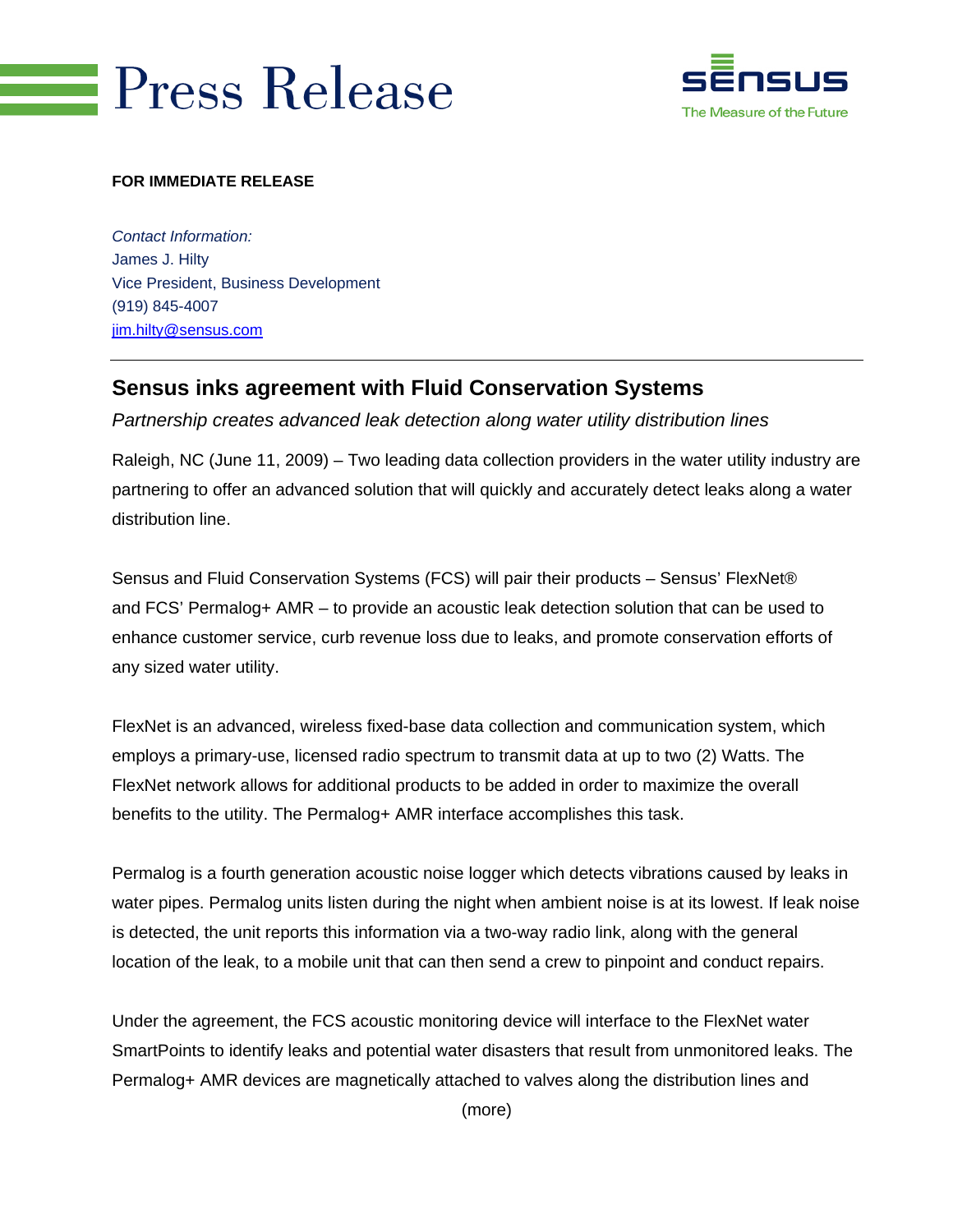# Press Release

Sensus — The Measure of the Future

**FOR IMMEDIATE RELEASE**

*Contact Information:*
James J. Hilty
Vice President, Business Development
(919) 845-4007
jim.hilty@sensus.com

---

## Sensus inks agreement with Fluid Conservation Systems

*Partnership creates advanced leak detection along water utility distribution lines*

Raleigh, NC (June 11, 2009) – Two leading data collection providers in the water utility industry are partnering to offer an advanced solution that will quickly and accurately detect leaks along a water distribution line.

Sensus and Fluid Conservation Systems (FCS) will pair their products – Sensus' FlexNet® and FCS' Permalog+ AMR – to provide an acoustic leak detection solution that can be used to enhance customer service, curb revenue loss due to leaks, and promote conservation efforts of any sized water utility.

FlexNet is an advanced, wireless fixed-base data collection and communication system, which employs a primary-use, licensed radio spectrum to transmit data at up to two (2) Watts. The FlexNet network allows for additional products to be added in order to maximize the overall benefits to the utility. The Permalog+ AMR interface accomplishes this task.

Permalog is a fourth generation acoustic noise logger which detects vibrations caused by leaks in water pipes. Permalog units listen during the night when ambient noise is at its lowest. If leak noise is detected, the unit reports this information via a two-way radio link, along with the general location of the leak, to a mobile unit that can then send a crew to pinpoint and conduct repairs.

Under the agreement, the FCS acoustic monitoring device will interface to the FlexNet water SmartPoints to identify leaks and potential water disasters that result from unmonitored leaks. The Permalog+ AMR devices are magnetically attached to valves along the distribution lines and

(more)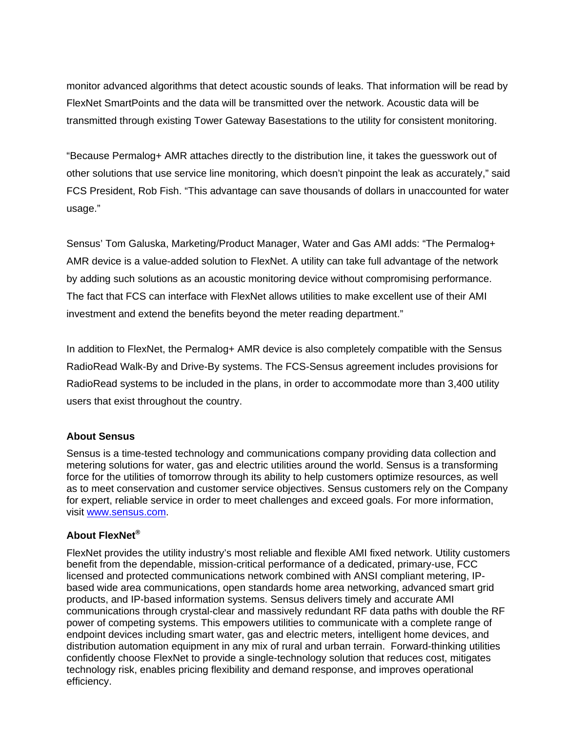monitor advanced algorithms that detect acoustic sounds of leaks. That information will be read by FlexNet SmartPoints and the data will be transmitted over the network. Acoustic data will be transmitted through existing Tower Gateway Basestations to the utility for consistent monitoring.

"Because Permalog+ AMR attaches directly to the distribution line, it takes the guesswork out of other solutions that use service line monitoring, which doesn't pinpoint the leak as accurately," said FCS President, Rob Fish. "This advantage can save thousands of dollars in unaccounted for water usage."

Sensus' Tom Galuska, Marketing/Product Manager, Water and Gas AMI adds: "The Permalog+ AMR device is a value-added solution to FlexNet. A utility can take full advantage of the network by adding such solutions as an acoustic monitoring device without compromising performance. The fact that FCS can interface with FlexNet allows utilities to make excellent use of their AMI investment and extend the benefits beyond the meter reading department."

In addition to FlexNet, the Permalog+ AMR device is also completely compatible with the Sensus RadioRead Walk-By and Drive-By systems. The FCS-Sensus agreement includes provisions for RadioRead systems to be included in the plans, in order to accommodate more than 3,400 utility users that exist throughout the country.

**About Sensus**

Sensus is a time-tested technology and communications company providing data collection and metering solutions for water, gas and electric utilities around the world. Sensus is a transforming force for the utilities of tomorrow through its ability to help customers optimize resources, as well as to meet conservation and customer service objectives. Sensus customers rely on the Company for expert, reliable service in order to meet challenges and exceed goals. For more information, visit www.sensus.com.

**About FlexNet®**

FlexNet provides the utility industry's most reliable and flexible AMI fixed network. Utility customers benefit from the dependable, mission-critical performance of a dedicated, primary-use, FCC licensed and protected communications network combined with ANSI compliant metering, IP-based wide area communications, open standards home area networking, advanced smart grid products, and IP-based information systems. Sensus delivers timely and accurate AMI communications through crystal-clear and massively redundant RF data paths with double the RF power of competing systems. This empowers utilities to communicate with a complete range of endpoint devices including smart water, gas and electric meters, intelligent home devices, and distribution automation equipment in any mix of rural and urban terrain. Forward-thinking utilities confidently choose FlexNet to provide a single-technology solution that reduces cost, mitigates technology risk, enables pricing flexibility and demand response, and improves operational efficiency.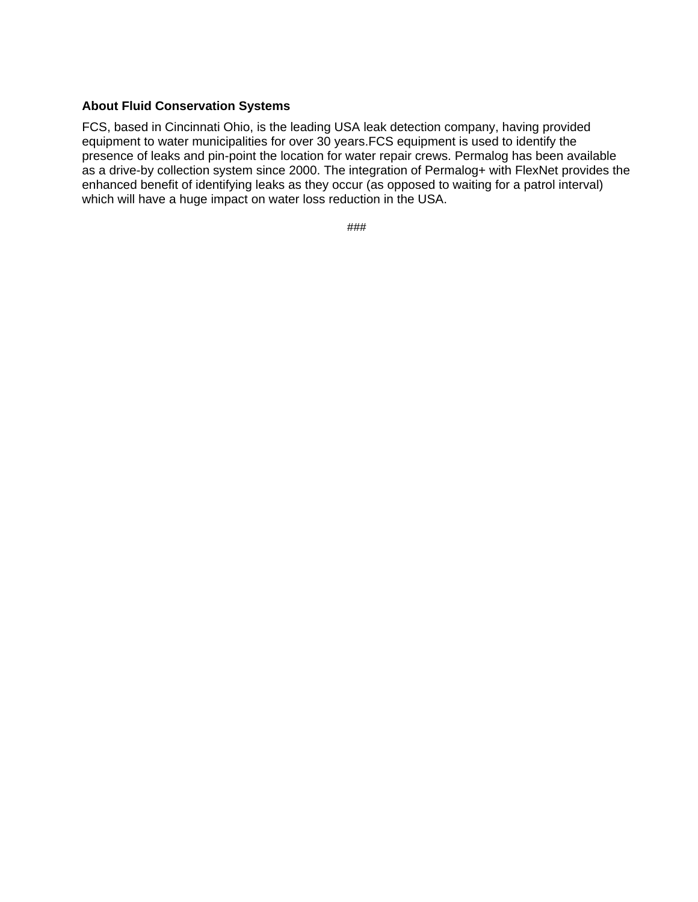**About Fluid Conservation Systems**

FCS, based in Cincinnati Ohio, is the leading USA leak detection company, having provided equipment to water municipalities for over 30 years.FCS equipment is used to identify the presence of leaks and pin-point the location for water repair crews. Permalog has been available as a drive-by collection system since 2000. The integration of Permalog+ with FlexNet provides the enhanced benefit of identifying leaks as they occur (as opposed to waiting for a patrol interval) which will have a huge impact on water loss reduction in the USA.

###